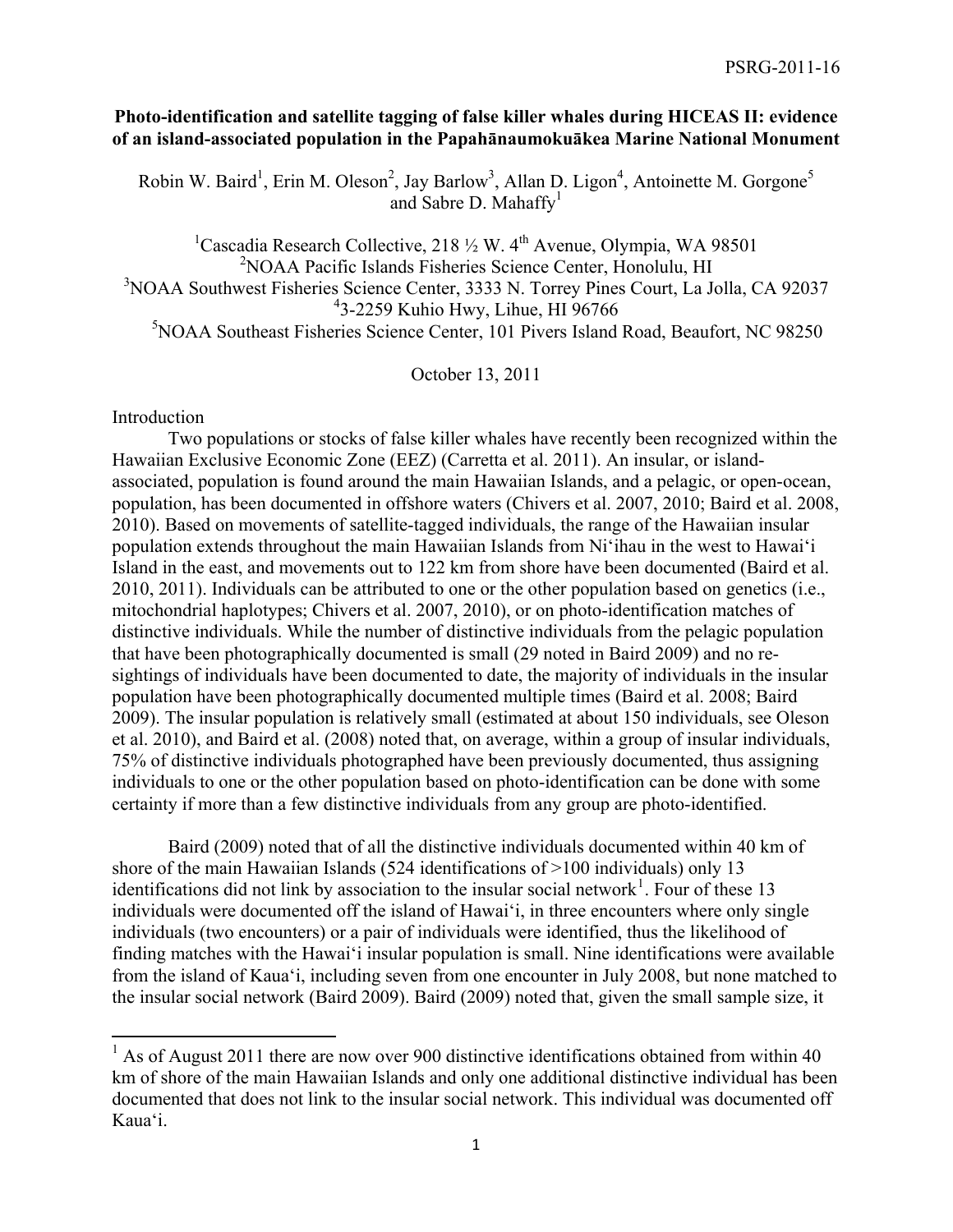PSRG-2011-16

# Photo-identification and satellite tagging of false killer whales during HICEAS II: evidence of an island-associated population in the Papahānaumokuākea Marine National Monument

Robin W. Baird[1], Erin M. Oleson[2], Jay Barlow[3], Allan D. Ligon[4], Antoinette M. Gorgone[5] and Sabre D. Mahaffy[1]

[1]Cascadia Research Collective, 218 ½ W. 4th Avenue, Olympia, WA 98501
[2]NOAA Pacific Islands Fisheries Science Center, Honolulu, HI
[3]NOAA Southwest Fisheries Science Center, 3333 N. Torrey Pines Court, La Jolla, CA 92037
[4]3-2259 Kuhio Hwy, Lihue, HI 96766
[5]NOAA Southeast Fisheries Science Center, 101 Pivers Island Road, Beaufort, NC 98250

October 13, 2011

## Introduction

Two populations or stocks of false killer whales have recently been recognized within the Hawaiian Exclusive Economic Zone (EEZ) (Carretta et al. 2011). An insular, or island-associated, population is found around the main Hawaiian Islands, and a pelagic, or open-ocean, population, has been documented in offshore waters (Chivers et al. 2007, 2010; Baird et al. 2008, 2010). Based on movements of satellite-tagged individuals, the range of the Hawaiian insular population extends throughout the main Hawaiian Islands from Ni'ihau in the west to Hawai'i Island in the east, and movements out to 122 km from shore have been documented (Baird et al. 2010, 2011). Individuals can be attributed to one or the other population based on genetics (i.e., mitochondrial haplotypes; Chivers et al. 2007, 2010), or on photo-identification matches of distinctive individuals. While the number of distinctive individuals from the pelagic population that have been photographically documented is small (29 noted in Baird 2009) and no re-sightings of individuals have been documented to date, the majority of individuals in the insular population have been photographically documented multiple times (Baird et al. 2008; Baird 2009). The insular population is relatively small (estimated at about 150 individuals, see Oleson et al. 2010), and Baird et al. (2008) noted that, on average, within a group of insular individuals, 75% of distinctive individuals photographed have been previously documented, thus assigning individuals to one or the other population based on photo-identification can be done with some certainty if more than a few distinctive individuals from any group are photo-identified.

Baird (2009) noted that of all the distinctive individuals documented within 40 km of shore of the main Hawaiian Islands (524 identifications of >100 individuals) only 13 identifications did not link by association to the insular social network[1]. Four of these 13 individuals were documented off the island of Hawai'i, in three encounters where only single individuals (two encounters) or a pair of individuals were identified, thus the likelihood of finding matches with the Hawai'i insular population is small. Nine identifications were available from the island of Kaua'i, including seven from one encounter in July 2008, but none matched to the insular social network (Baird 2009). Baird (2009) noted that, given the small sample size, it

[1] As of August 2011 there are now over 900 distinctive identifications obtained from within 40 km of shore of the main Hawaiian Islands and only one additional distinctive individual has been documented that does not link to the insular social network. This individual was documented off Kaua'i.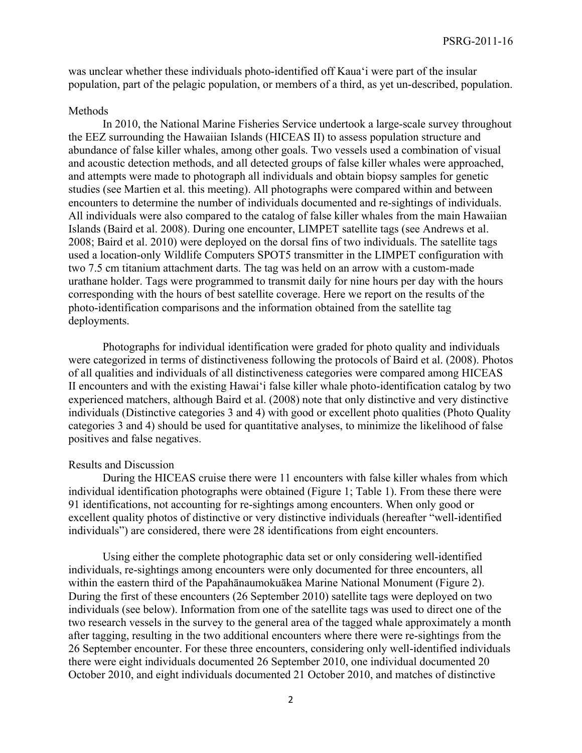was unclear whether these individuals photo-identified off Kaua'i were part of the insular population, part of the pelagic population, or members of a third, as yet un-described, population.

## Methods

In 2010, the National Marine Fisheries Service undertook a large-scale survey throughout the EEZ surrounding the Hawaiian Islands (HICEAS II) to assess population structure and abundance of false killer whales, among other goals. Two vessels used a combination of visual and acoustic detection methods, and all detected groups of false killer whales were approached, and attempts were made to photograph all individuals and obtain biopsy samples for genetic studies (see Martien et al. this meeting). All photographs were compared within and between encounters to determine the number of individuals documented and re-sightings of individuals. All individuals were also compared to the catalog of false killer whales from the main Hawaiian Islands (Baird et al. 2008). During one encounter, LIMPET satellite tags (see Andrews et al. 2008; Baird et al. 2010) were deployed on the dorsal fins of two individuals. The satellite tags used a location-only Wildlife Computers SPOT5 transmitter in the LIMPET configuration with two 7.5 cm titanium attachment darts. The tag was held on an arrow with a custom-made urathane holder. Tags were programmed to transmit daily for nine hours per day with the hours corresponding with the hours of best satellite coverage. Here we report on the results of the photo-identification comparisons and the information obtained from the satellite tag deployments.

Photographs for individual identification were graded for photo quality and individuals were categorized in terms of distinctiveness following the protocols of Baird et al. (2008). Photos of all qualities and individuals of all distinctiveness categories were compared among HICEAS II encounters and with the existing Hawai'i false killer whale photo-identification catalog by two experienced matchers, although Baird et al. (2008) note that only distinctive and very distinctive individuals (Distinctive categories 3 and 4) with good or excellent photo qualities (Photo Quality categories 3 and 4) should be used for quantitative analyses, to minimize the likelihood of false positives and false negatives.

## Results and Discussion

During the HICEAS cruise there were 11 encounters with false killer whales from which individual identification photographs were obtained (Figure 1; Table 1). From these there were 91 identifications, not accounting for re-sightings among encounters. When only good or excellent quality photos of distinctive or very distinctive individuals (hereafter "well-identified individuals") are considered, there were 28 identifications from eight encounters.

Using either the complete photographic data set or only considering well-identified individuals, re-sightings among encounters were only documented for three encounters, all within the eastern third of the Papahānaumokuākea Marine National Monument (Figure 2). During the first of these encounters (26 September 2010) satellite tags were deployed on two individuals (see below). Information from one of the satellite tags was used to direct one of the two research vessels in the survey to the general area of the tagged whale approximately a month after tagging, resulting in the two additional encounters where there were re-sightings from the 26 September encounter. For these three encounters, considering only well-identified individuals there were eight individuals documented 26 September 2010, one individual documented 20 October 2010, and eight individuals documented 21 October 2010, and matches of distinctive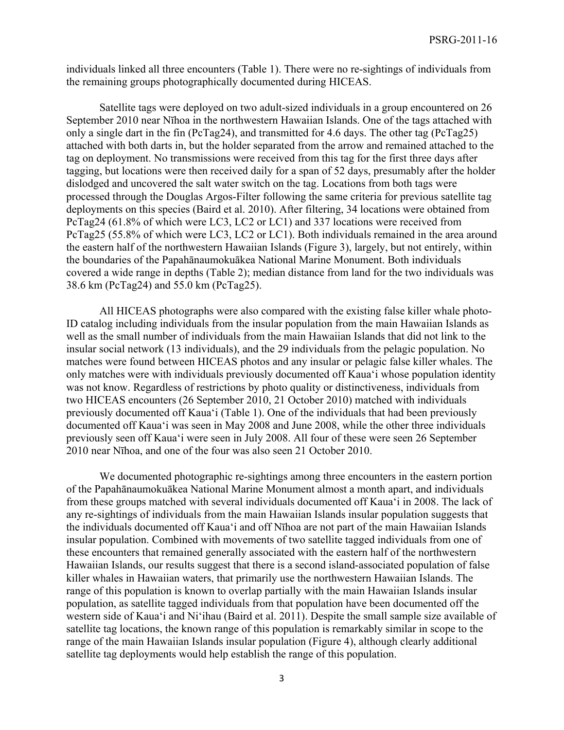individuals linked all three encounters (Table 1). There were no re-sightings of individuals from the remaining groups photographically documented during HICEAS.

Satellite tags were deployed on two adult-sized individuals in a group encountered on 26 September 2010 near Nīhoa in the northwestern Hawaiian Islands. One of the tags attached with only a single dart in the fin (PcTag24), and transmitted for 4.6 days. The other tag (PcTag25) attached with both darts in, but the holder separated from the arrow and remained attached to the tag on deployment. No transmissions were received from this tag for the first three days after tagging, but locations were then received daily for a span of 52 days, presumably after the holder dislodged and uncovered the salt water switch on the tag. Locations from both tags were processed through the Douglas Argos-Filter following the same criteria for previous satellite tag deployments on this species (Baird et al. 2010). After filtering, 34 locations were obtained from PcTag24 (61.8% of which were LC3, LC2 or LC1) and 337 locations were received from PcTag25 (55.8% of which were LC3, LC2 or LC1). Both individuals remained in the area around the eastern half of the northwestern Hawaiian Islands (Figure 3), largely, but not entirely, within the boundaries of the Papahānaumokuākea National Marine Monument. Both individuals covered a wide range in depths (Table 2); median distance from land for the two individuals was 38.6 km (PcTag24) and 55.0 km (PcTag25).

All HICEAS photographs were also compared with the existing false killer whale photo-ID catalog including individuals from the insular population from the main Hawaiian Islands as well as the small number of individuals from the main Hawaiian Islands that did not link to the insular social network (13 individuals), and the 29 individuals from the pelagic population. No matches were found between HICEAS photos and any insular or pelagic false killer whales. The only matches were with individuals previously documented off Kaua'i whose population identity was not know. Regardless of restrictions by photo quality or distinctiveness, individuals from two HICEAS encounters (26 September 2010, 21 October 2010) matched with individuals previously documented off Kaua'i (Table 1). One of the individuals that had been previously documented off Kaua'i was seen in May 2008 and June 2008, while the other three individuals previously seen off Kaua'i were seen in July 2008. All four of these were seen 26 September 2010 near Nīhoa, and one of the four was also seen 21 October 2010.

We documented photographic re-sightings among three encounters in the eastern portion of the Papahānaumokuākea National Marine Monument almost a month apart, and individuals from these groups matched with several individuals documented off Kaua'i in 2008. The lack of any re-sightings of individuals from the main Hawaiian Islands insular population suggests that the individuals documented off Kaua'i and off Nīhoa are not part of the main Hawaiian Islands insular population. Combined with movements of two satellite tagged individuals from one of these encounters that remained generally associated with the eastern half of the northwestern Hawaiian Islands, our results suggest that there is a second island-associated population of false killer whales in Hawaiian waters, that primarily use the northwestern Hawaiian Islands. The range of this population is known to overlap partially with the main Hawaiian Islands insular population, as satellite tagged individuals from that population have been documented off the western side of Kaua'i and Ni'ihau (Baird et al. 2011). Despite the small sample size available of satellite tag locations, the known range of this population is remarkably similar in scope to the range of the main Hawaiian Islands insular population (Figure 4), although clearly additional satellite tag deployments would help establish the range of this population.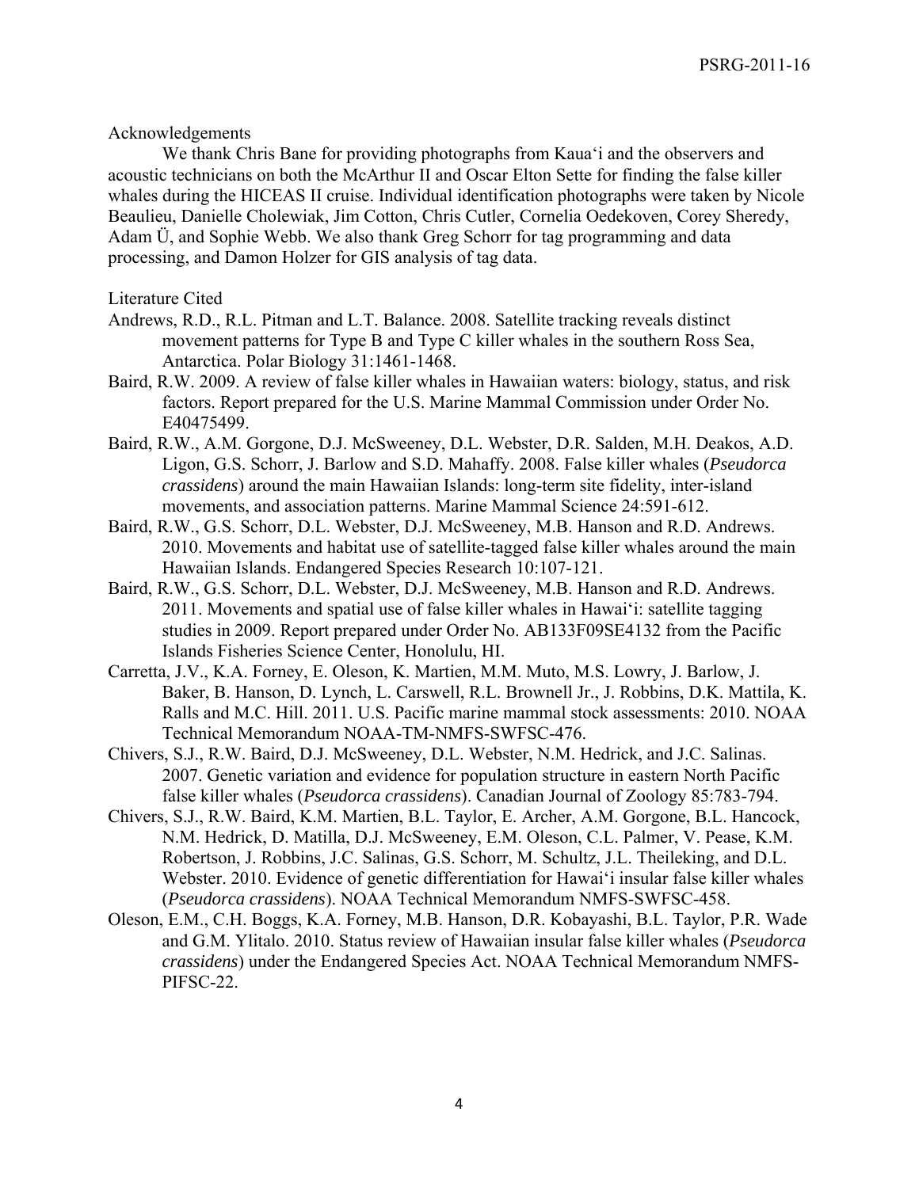## Acknowledgements

We thank Chris Bane for providing photographs from Kaua'i and the observers and acoustic technicians on both the McArthur II and Oscar Elton Sette for finding the false killer whales during the HICEAS II cruise. Individual identification photographs were taken by Nicole Beaulieu, Danielle Cholewiak, Jim Cotton, Chris Cutler, Cornelia Oedekoven, Corey Sheredy, Adam Ü, and Sophie Webb. We also thank Greg Schorr for tag programming and data processing, and Damon Holzer for GIS analysis of tag data.

## Literature Cited

Andrews, R.D., R.L. Pitman and L.T. Balance. 2008. Satellite tracking reveals distinct movement patterns for Type B and Type C killer whales in the southern Ross Sea, Antarctica. Polar Biology 31:1461-1468.

Baird, R.W. 2009. A review of false killer whales in Hawaiian waters: biology, status, and risk factors. Report prepared for the U.S. Marine Mammal Commission under Order No. E40475499.

Baird, R.W., A.M. Gorgone, D.J. McSweeney, D.L. Webster, D.R. Salden, M.H. Deakos, A.D. Ligon, G.S. Schorr, J. Barlow and S.D. Mahaffy. 2008. False killer whales (*Pseudorca crassidens*) around the main Hawaiian Islands: long-term site fidelity, inter-island movements, and association patterns. Marine Mammal Science 24:591-612.

Baird, R.W., G.S. Schorr, D.L. Webster, D.J. McSweeney, M.B. Hanson and R.D. Andrews. 2010. Movements and habitat use of satellite-tagged false killer whales around the main Hawaiian Islands. Endangered Species Research 10:107-121.

Baird, R.W., G.S. Schorr, D.L. Webster, D.J. McSweeney, M.B. Hanson and R.D. Andrews. 2011. Movements and spatial use of false killer whales in Hawai'i: satellite tagging studies in 2009. Report prepared under Order No. AB133F09SE4132 from the Pacific Islands Fisheries Science Center, Honolulu, HI.

Carretta, J.V., K.A. Forney, E. Oleson, K. Martien, M.M. Muto, M.S. Lowry, J. Barlow, J. Baker, B. Hanson, D. Lynch, L. Carswell, R.L. Brownell Jr., J. Robbins, D.K. Mattila, K. Ralls and M.C. Hill. 2011. U.S. Pacific marine mammal stock assessments: 2010. NOAA Technical Memorandum NOAA-TM-NMFS-SWFSC-476.

Chivers, S.J., R.W. Baird, D.J. McSweeney, D.L. Webster, N.M. Hedrick, and J.C. Salinas. 2007. Genetic variation and evidence for population structure in eastern North Pacific false killer whales (*Pseudorca crassidens*). Canadian Journal of Zoology 85:783-794.

Chivers, S.J., R.W. Baird, K.M. Martien, B.L. Taylor, E. Archer, A.M. Gorgone, B.L. Hancock, N.M. Hedrick, D. Matilla, D.J. McSweeney, E.M. Oleson, C.L. Palmer, V. Pease, K.M. Robertson, J. Robbins, J.C. Salinas, G.S. Schorr, M. Schultz, J.L. Theileking, and D.L. Webster. 2010. Evidence of genetic differentiation for Hawai'i insular false killer whales (*Pseudorca crassidens*). NOAA Technical Memorandum NMFS-SWFSC-458.

Oleson, E.M., C.H. Boggs, K.A. Forney, M.B. Hanson, D.R. Kobayashi, B.L. Taylor, P.R. Wade and G.M. Ylitalo. 2010. Status review of Hawaiian insular false killer whales (*Pseudorca crassidens*) under the Endangered Species Act. NOAA Technical Memorandum NMFS-PIFSC-22.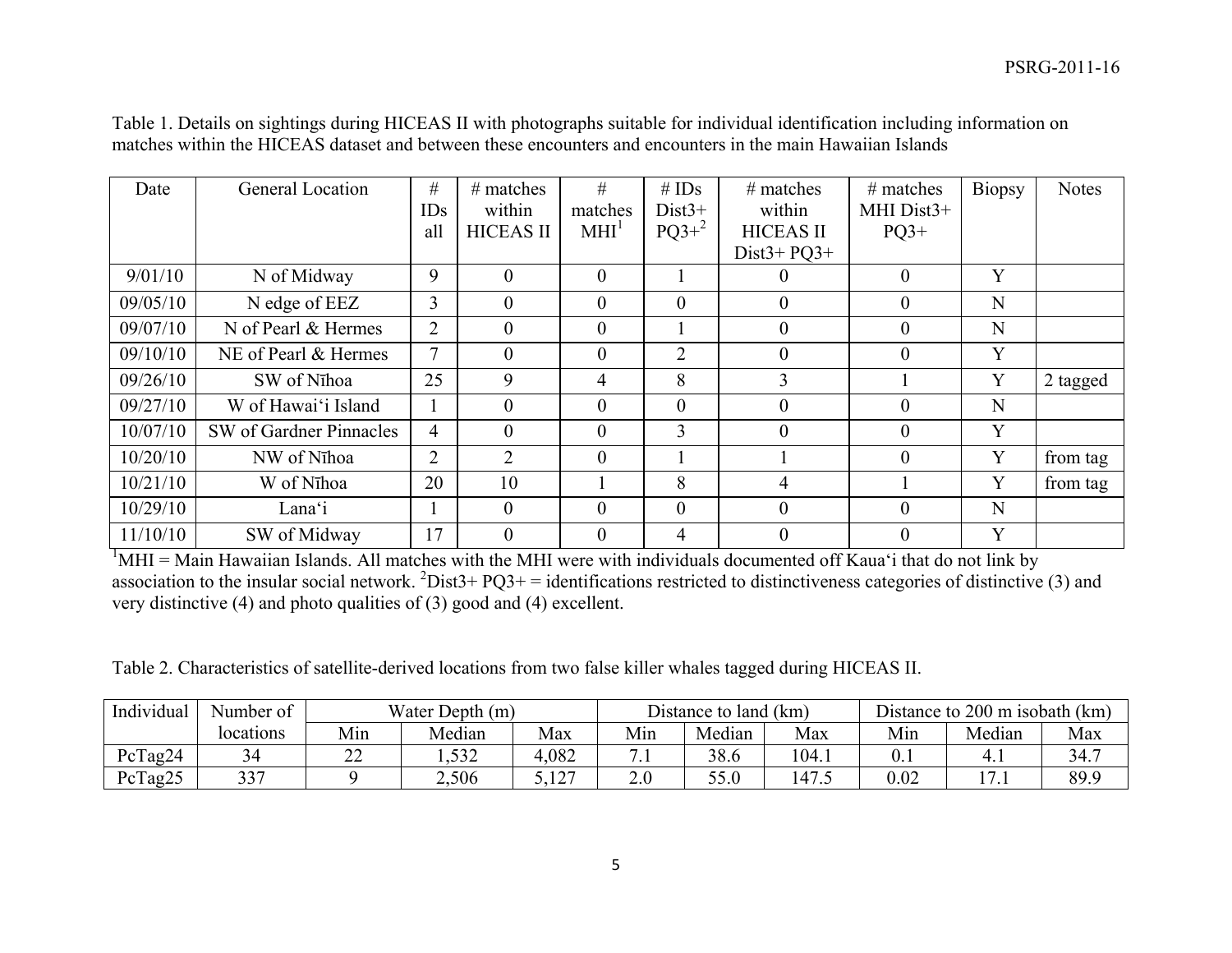Table 1. Details on sightings during HICEAS II with photographs suitable for individual identification including information on matches within the HICEAS dataset and between these encounters and encounters in the main Hawaiian Islands

| Date | General Location | # IDs all | # matches within HICEAS II | # matches MHI[1] | # IDs Dist3+ PQ3+[2] | # matches within HICEAS II Dist3+ PQ3+ | # matches MHI Dist3+ PQ3+ | Biopsy | Notes |
|---|---|---|---|---|---|---|---|---|---|
| 9/01/10 | N of Midway | 9 | 0 | 0 | 1 | 0 | 0 | Y | |
| 09/05/10 | N edge of EEZ | 3 | 0 | 0 | 0 | 0 | 0 | N | |
| 09/07/10 | N of Pearl & Hermes | 2 | 0 | 0 | 1 | 0 | 0 | N | |
| 09/10/10 | NE of Pearl & Hermes | 7 | 0 | 0 | 2 | 0 | 0 | Y | |
| 09/26/10 | SW of Nīhoa | 25 | 9 | 4 | 8 | 3 | 1 | Y | 2 tagged |
| 09/27/10 | W of Hawaiʻi Island | 1 | 0 | 0 | 0 | 0 | 0 | N | |
| 10/07/10 | SW of Gardner Pinnacles | 4 | 0 | 0 | 3 | 0 | 0 | Y | |
| 10/20/10 | NW of Nīhoa | 2 | 2 | 0 | 1 | 1 | 0 | Y | from tag |
| 10/21/10 | W of Nīhoa | 20 | 10 | 1 | 8 | 4 | 1 | Y | from tag |
| 10/29/10 | Lanaʻi | 1 | 0 | 0 | 0 | 0 | 0 | N | |
| 11/10/10 | SW of Midway | 17 | 0 | 0 | 4 | 0 | 0 | Y | |

[1]MHI = Main Hawaiian Islands. All matches with the MHI were with individuals documented off Kauaʻi that do not link by association to the insular social network. [2]Dist3+ PQ3+ = identifications restricted to distinctiveness categories of distinctive (3) and very distinctive (4) and photo qualities of (3) good and (4) excellent.

Table 2. Characteristics of satellite-derived locations from two false killer whales tagged during HICEAS II.

| Individual | Number of locations | Water Depth (m) | | | Distance to land (km) | | | Distance to 200 m isobath (km) | | |
|---|---|---|---|---|---|---|---|---|---|---|
| | | Min | Median | Max | Min | Median | Max | Min | Median | Max |
| PcTag24 | 34 | 22 | 1,532 | 4,082 | 7.1 | 38.6 | 104.1 | 0.1 | 4.1 | 34.7 |
| PcTag25 | 337 | 9 | 2,506 | 5,127 | 2.0 | 55.0 | 147.5 | 0.02 | 17.1 | 89.9 |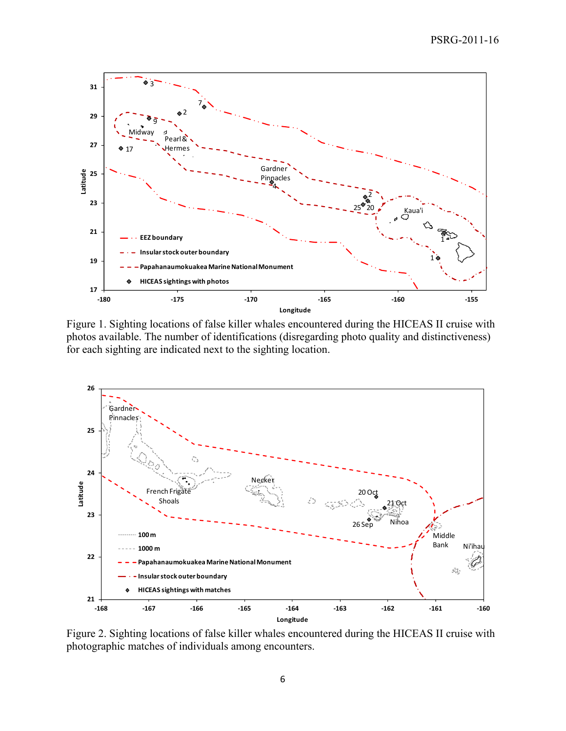Figure 1. Sighting locations of false killer whales encountered during the HICEAS II cruise with photos available. The number of identifications (disregarding photo quality and distinctiveness) for each sighting are indicated next to the sighting location.

Figure 2. Sighting locations of false killer whales encountered during the HICEAS II cruise with photographic matches of individuals among encounters.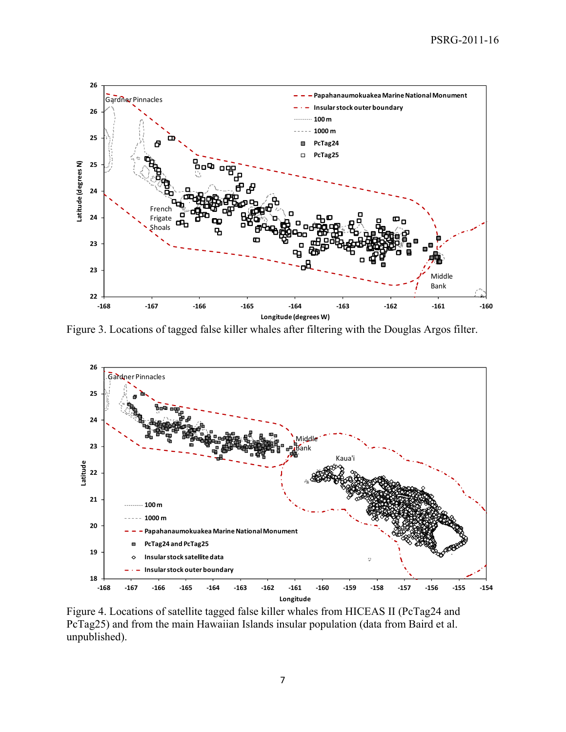26

Gardner Pinnacles

26

25

25

24

24

23

23

22

Latitude (degrees N)

French Frigate Shoals

Middle Bank

-168 -167 -166 -165 -164 -163 -162 -161 -160

Longitude (degrees W)

Papahanaumokuakea Marine National Monument

Insular stock outer boundary

100 m

1000 m

PcTag24

PcTag25

Figure 3. Locations of tagged false killer whales after filtering with the Douglas Argos filter.

26

25

24

23

22

21

20

19

18

Latitude

Gardner Pinnacles

Middle Bank

Kaua'i

-168 -167 -166 -165 -164 -163 -162 -161 -160 -159 -158 -157 -156 -155 -154

Longitude

100 m

1000 m

Papahanaumokuakea Marine National Monument

PcTag24 and PcTag25

Insular stock satellite data

Insular stock outer boundary

Figure 4. Locations of satellite tagged false killer whales from HICEAS II (PcTag24 and PcTag25) and from the main Hawaiian Islands insular population (data from Baird et al. unpublished).